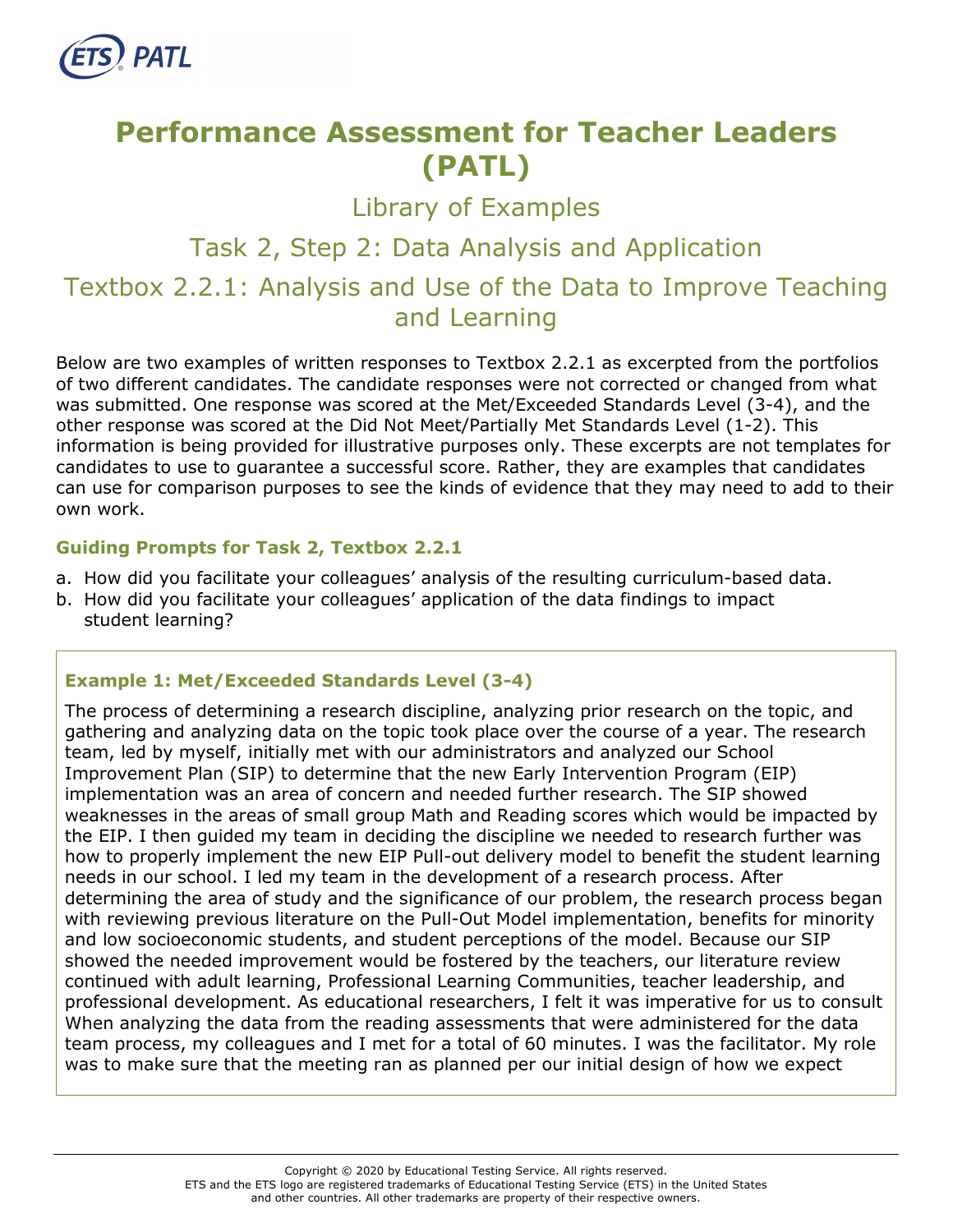# Performance Assessment for Teacher Leaders (PATL)

## Library of Examples

## Task 2, Step 2: Data Analysis and Application

## Textbox 2.2.1: Analysis and Use of the Data to Improve Teaching and Learning

Below are two examples of written responses to Textbox 2.2.1 as excerpted from the portfolios of two different candidates. The candidate responses were not corrected or changed from what was submitted. One response was scored at the Met/Exceeded Standards Level (3-4), and the other response was scored at the Did Not Meet/Partially Met Standards Level (1-2). This information is being provided for illustrative purposes only. These excerpts are not templates for candidates to use to guarantee a successful score. Rather, they are examples that candidates can use for comparison purposes to see the kinds of evidence that they may need to add to their own work.

### Guiding Prompts for Task 2, Textbox 2.2.1

a. How did you facilitate your colleagues' analysis of the resulting curriculum-based data.
b. How did you facilitate your colleagues' application of the data findings to impact student learning?

### Example 1: Met/Exceeded Standards Level (3-4)

The process of determining a research discipline, analyzing prior research on the topic, and gathering and analyzing data on the topic took place over the course of a year. The research team, led by myself, initially met with our administrators and analyzed our School Improvement Plan (SIP) to determine that the new Early Intervention Program (EIP) implementation was an area of concern and needed further research. The SIP showed weaknesses in the areas of small group Math and Reading scores which would be impacted by the EIP. I then guided my team in deciding the discipline we needed to research further was how to properly implement the new EIP Pull-out delivery model to benefit the student learning needs in our school. I led my team in the development of a research process. After determining the area of study and the significance of our problem, the research process began with reviewing previous literature on the Pull-Out Model implementation, benefits for minority and low socioeconomic students, and student perceptions of the model. Because our SIP showed the needed improvement would be fostered by the teachers, our literature review continued with adult learning, Professional Learning Communities, teacher leadership, and professional development. As educational researchers, I felt it was imperative for us to consult When analyzing the data from the reading assessments that were administered for the data team process, my colleagues and I met for a total of 60 minutes. I was the facilitator. My role was to make sure that the meeting ran as planned per our initial design of how we expect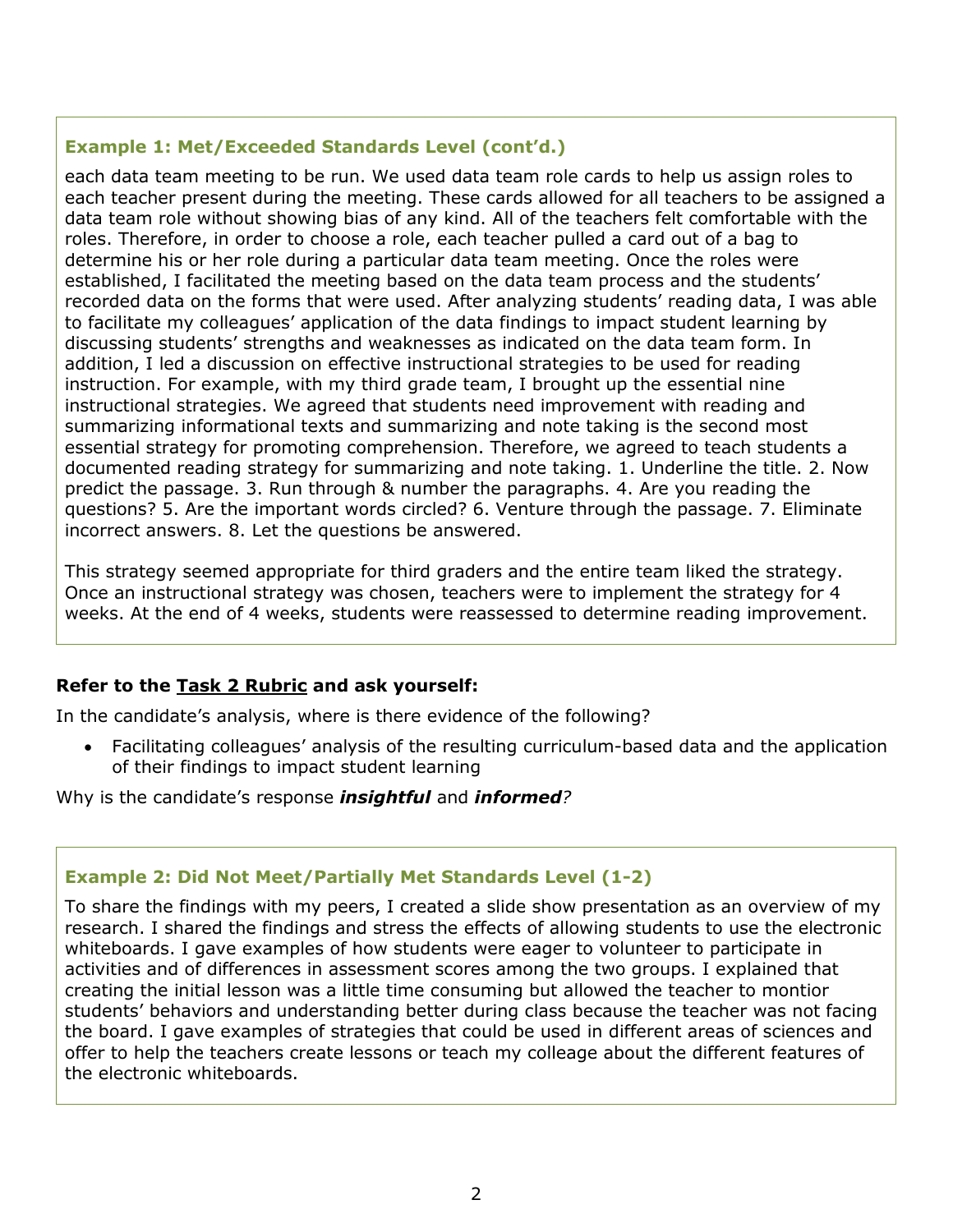### Example 1: Met/Exceeded Standards Level (cont'd.)

each data team meeting to be run. We used data team role cards to help us assign roles to each teacher present during the meeting. These cards allowed for all teachers to be assigned a data team role without showing bias of any kind. All of the teachers felt comfortable with the roles. Therefore, in order to choose a role, each teacher pulled a card out of a bag to determine his or her role during a particular data team meeting. Once the roles were established, I facilitated the meeting based on the data team process and the students' recorded data on the forms that were used. After analyzing students' reading data, I was able to facilitate my colleagues' application of the data findings to impact student learning by discussing students' strengths and weaknesses as indicated on the data team form. In addition, I led a discussion on effective instructional strategies to be used for reading instruction. For example, with my third grade team, I brought up the essential nine instructional strategies. We agreed that students need improvement with reading and summarizing informational texts and summarizing and note taking is the second most essential strategy for promoting comprehension. Therefore, we agreed to teach students a documented reading strategy for summarizing and note taking. 1. Underline the title. 2. Now predict the passage. 3. Run through & number the paragraphs. 4. Are you reading the questions? 5. Are the important words circled? 6. Venture through the passage. 7. Eliminate incorrect answers. 8. Let the questions be answered.

This strategy seemed appropriate for third graders and the entire team liked the strategy. Once an instructional strategy was chosen, teachers were to implement the strategy for 4 weeks. At the end of 4 weeks, students were reassessed to determine reading improvement.

**Refer to the Task 2 Rubric and ask yourself:**

In the candidate's analysis, where is there evidence of the following?

- Facilitating colleagues' analysis of the resulting curriculum-based data and the application of their findings to impact student learning

Why is the candidate's response ***insightful*** and ***informed***?

### Example 2: Did Not Meet/Partially Met Standards Level (1-2)

To share the findings with my peers, I created a slide show presentation as an overview of my research. I shared the findings and stress the effects of allowing students to use the electronic whiteboards. I gave examples of how students were eager to volunteer to participate in activities and of differences in assessment scores among the two groups. I explained that creating the initial lesson was a little time consuming but allowed the teacher to montior students' behaviors and understanding better during class because the teacher was not facing the board. I gave examples of strategies that could be used in different areas of sciences and offer to help the teachers create lessons or teach my colleage about the different features of the electronic whiteboards.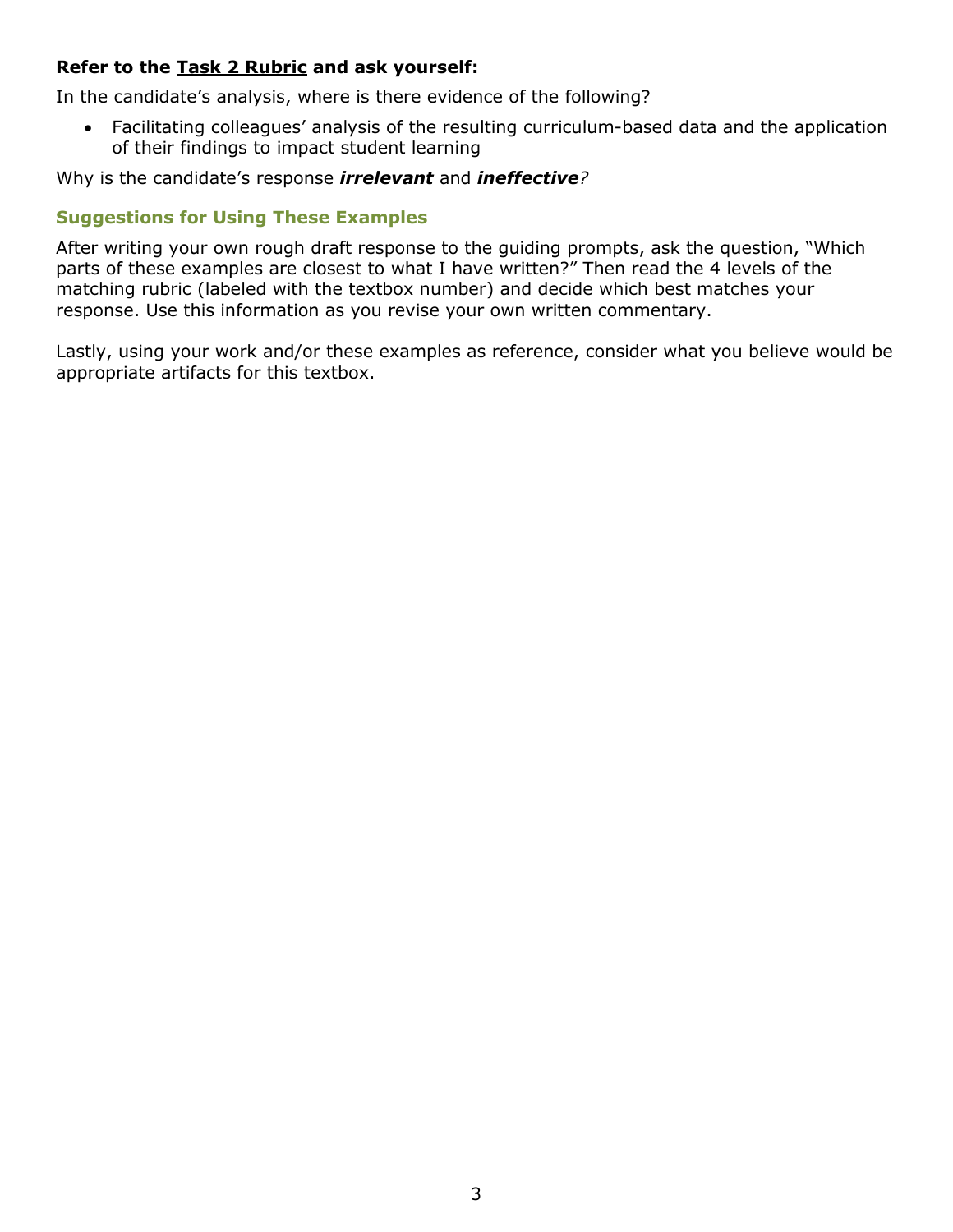**Refer to the Task 2 Rubric and ask yourself:**

In the candidate's analysis, where is there evidence of the following?

- Facilitating colleagues' analysis of the resulting curriculum-based data and the application of their findings to impact student learning

Why is the candidate's response ***irrelevant*** and ***ineffective****?*

### Suggestions for Using These Examples

After writing your own rough draft response to the guiding prompts, ask the question, "Which parts of these examples are closest to what I have written?" Then read the 4 levels of the matching rubric (labeled with the textbox number) and decide which best matches your response. Use this information as you revise your own written commentary.

Lastly, using your work and/or these examples as reference, consider what you believe would be appropriate artifacts for this textbox.